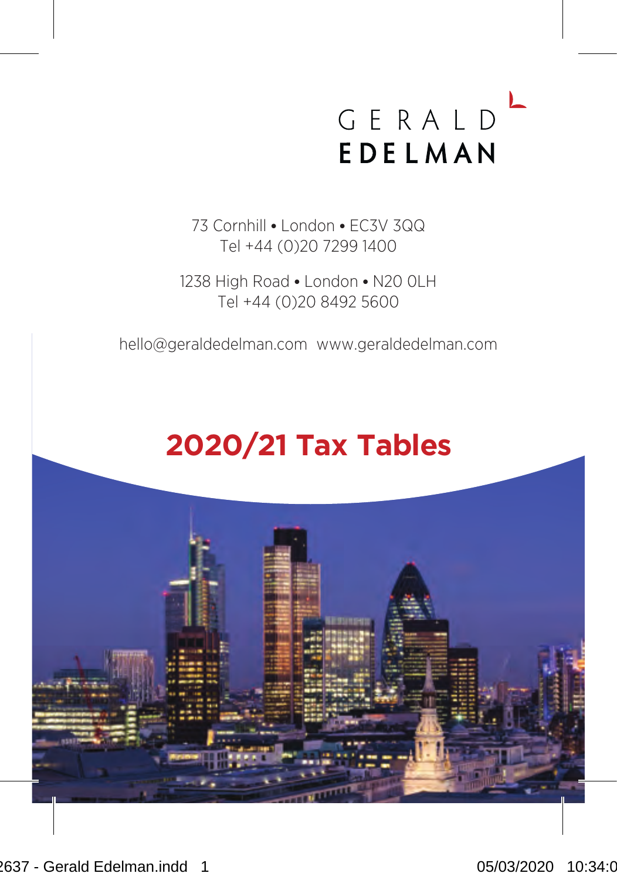GERALD
EDELMAN

73 Cornhill • London • EC3V 3QQ
Tel +44 (0)20 7299 1400

1238 High Road • London • N20 0LH
Tel +44 (0)20 8492 5600

hello@geraldedelman.com www.geraldedelman.com

# 2020/21 Tax Tables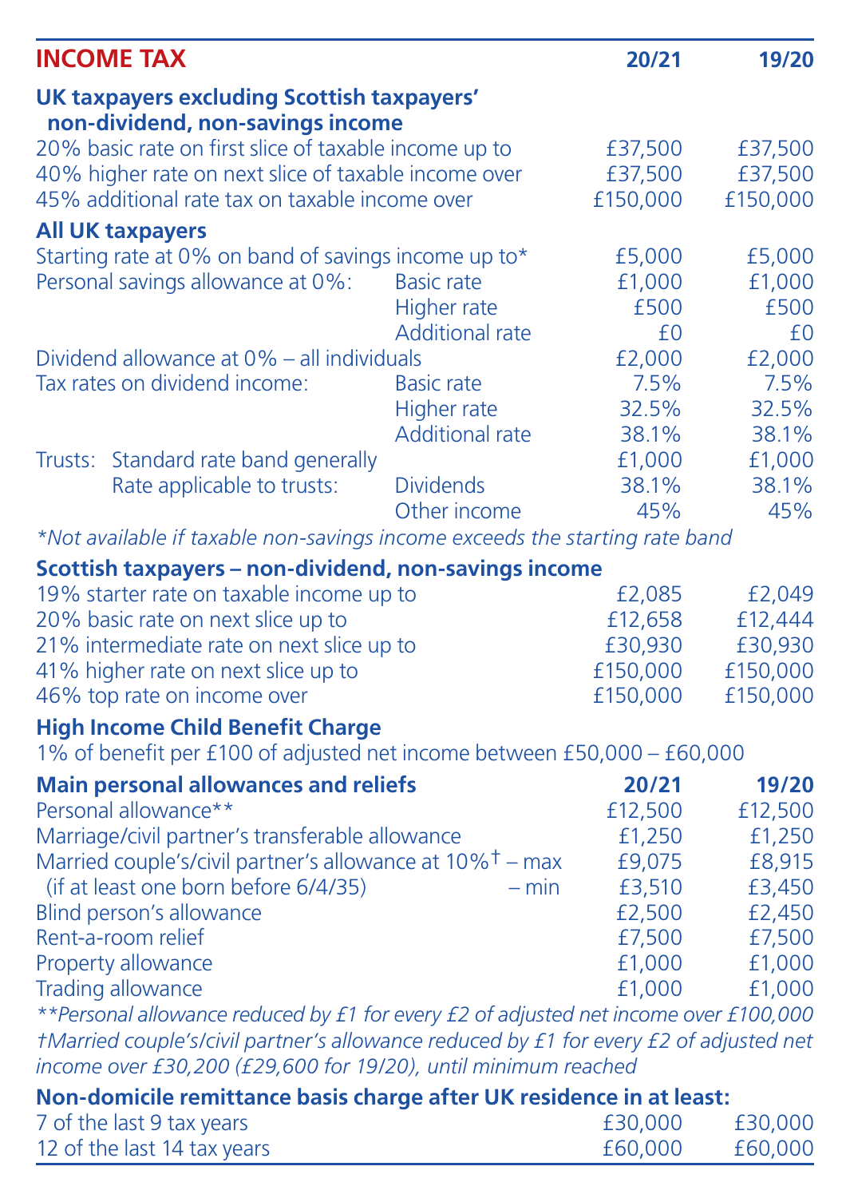# INCOME TAX

| | | 20/21 | 19/20 |
|---|---|---|---|
| **UK taxpayers excluding Scottish taxpayers' non-dividend, non-savings income** | | | |
| 20% basic rate on first slice of taxable income up to | | £37,500 | £37,500 |
| 40% higher rate on next slice of taxable income over | | £37,500 | £37,500 |
| 45% additional rate tax on taxable income over | | £150,000 | £150,000 |
| **All UK taxpayers** | | | |
| Starting rate at 0% on band of savings income up to* | | £5,000 | £5,000 |
| Personal savings allowance at 0%: | Basic rate | £1,000 | £1,000 |
| | Higher rate | £500 | £500 |
| | Additional rate | £0 | £0 |
| Dividend allowance at 0% – all individuals | | £2,000 | £2,000 |
| Tax rates on dividend income: | Basic rate | 7.5% | 7.5% |
| | Higher rate | 32.5% | 32.5% |
| | Additional rate | 38.1% | 38.1% |
| Trusts: Standard rate band generally | | £1,000 | £1,000 |
| Rate applicable to trusts: | Dividends | 38.1% | 38.1% |
| | Other income | 45% | 45% |

*Not available if taxable non-savings income exceeds the starting rate band

| **Scottish taxpayers – non-dividend, non-savings income** | 20/21 | 19/20 |
|---|---|---|
| 19% starter rate on taxable income up to | £2,085 | £2,049 |
| 20% basic rate on next slice up to | £12,658 | £12,444 |
| 21% intermediate rate on next slice up to | £30,930 | £30,930 |
| 41% higher rate on next slice up to | £150,000 | £150,000 |
| 46% top rate on income over | £150,000 | £150,000 |

**High Income Child Benefit Charge**

1% of benefit per £100 of adjusted net income between £50,000 – £60,000

| **Main personal allowances and reliefs** | | **20/21** | **19/20** |
|---|---|---|---|
| Personal allowance** | | £12,500 | £12,500 |
| Marriage/civil partner's transferable allowance | | £1,250 | £1,250 |
| Married couple's/civil partner's allowance at 10%† | – max | £9,075 | £8,915 |
| (if at least one born before 6/4/35) | – min | £3,510 | £3,450 |
| Blind person's allowance | | £2,500 | £2,450 |
| Rent-a-room relief | | £7,500 | £7,500 |
| Property allowance | | £1,000 | £1,000 |
| Trading allowance | | £1,000 | £1,000 |

**Personal allowance reduced by £1 for every £2 of adjusted net income over £100,000*

*†Married couple's/civil partner's allowance reduced by £1 for every £2 of adjusted net income over £30,200 (£29,600 for 19/20), until minimum reached*

| **Non-domicile remittance basis charge after UK residence in at least:** | 20/21 | 19/20 |
|---|---|---|
| 7 of the last 9 tax years | £30,000 | £30,000 |
| 12 of the last 14 tax years | £60,000 | £60,000 |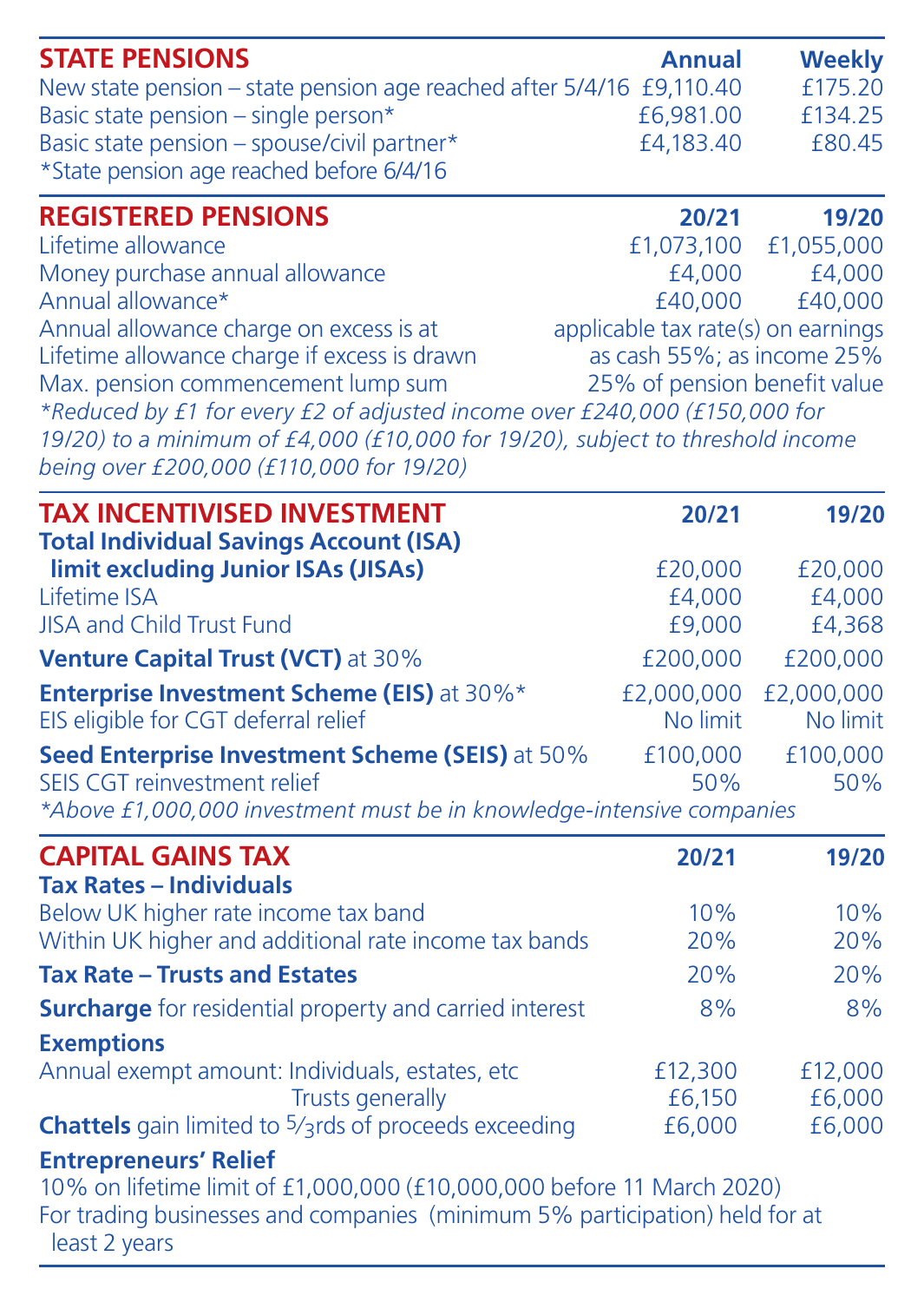## STATE PENSIONS

| | Annual | Weekly |
|---|---|---|
| New state pension – state pension age reached after 5/4/16 | £9,110.40 | £175.20 |
| Basic state pension – single person* | £6,981.00 | £134.25 |
| Basic state pension – spouse/civil partner* | £4,183.40 | £80.45 |

*State pension age reached before 6/4/16

## REGISTERED PENSIONS

| | 20/21 | 19/20 |
|---|---|---|
| Lifetime allowance | £1,073,100 | £1,055,000 |
| Money purchase annual allowance | £4,000 | £4,000 |
| Annual allowance* | £40,000 | £40,000 |
| Annual allowance charge on excess is at | applicable tax rate(s) on earnings | |
| Lifetime allowance charge if excess is drawn | as cash 55%; as income 25% | |
| Max. pension commencement lump sum | 25% of pension benefit value | |

*\*Reduced by £1 for every £2 of adjusted income over £240,000 (£150,000 for 19/20) to a minimum of £4,000 (£10,000 for 19/20), subject to threshold income being over £200,000 (£110,000 for 19/20)*

## TAX INCENTIVISED INVESTMENT

| | 20/21 | 19/20 |
|---|---|---|
| **Total Individual Savings Account (ISA) limit excluding Junior ISAs (JISAs)** | £20,000 | £20,000 |
| Lifetime ISA | £4,000 | £4,000 |
| JISA and Child Trust Fund | £9,000 | £4,368 |
| **Venture Capital Trust (VCT)** at 30% | £200,000 | £200,000 |
| **Enterprise Investment Scheme (EIS)** at 30%* | £2,000,000 | £2,000,000 |
| EIS eligible for CGT deferral relief | No limit | No limit |
| **Seed Enterprise Investment Scheme (SEIS)** at 50% | £100,000 | £100,000 |
| SEIS CGT reinvestment relief | 50% | 50% |

*\*Above £1,000,000 investment must be in knowledge-intensive companies*

## CAPITAL GAINS TAX

| | 20/21 | 19/20 |
|---|---|---|
| **Tax Rates – Individuals** | | |
| Below UK higher rate income tax band | 10% | 10% |
| Within UK higher and additional rate income tax bands | 20% | 20% |
| **Tax Rate – Trusts and Estates** | 20% | 20% |
| **Surcharge** for residential property and carried interest | 8% | 8% |
| **Exemptions** | | |
| Annual exempt amount: Individuals, estates, etc | £12,300 | £12,000 |
| Trusts generally | £6,150 | £6,000 |
| **Chattels** gain limited to 5/3rds of proceeds exceeding | £6,000 | £6,000 |

**Entrepreneurs' Relief**

10% on lifetime limit of £1,000,000 (£10,000,000 before 11 March 2020)

For trading businesses and companies (minimum 5% participation) held for at least 2 years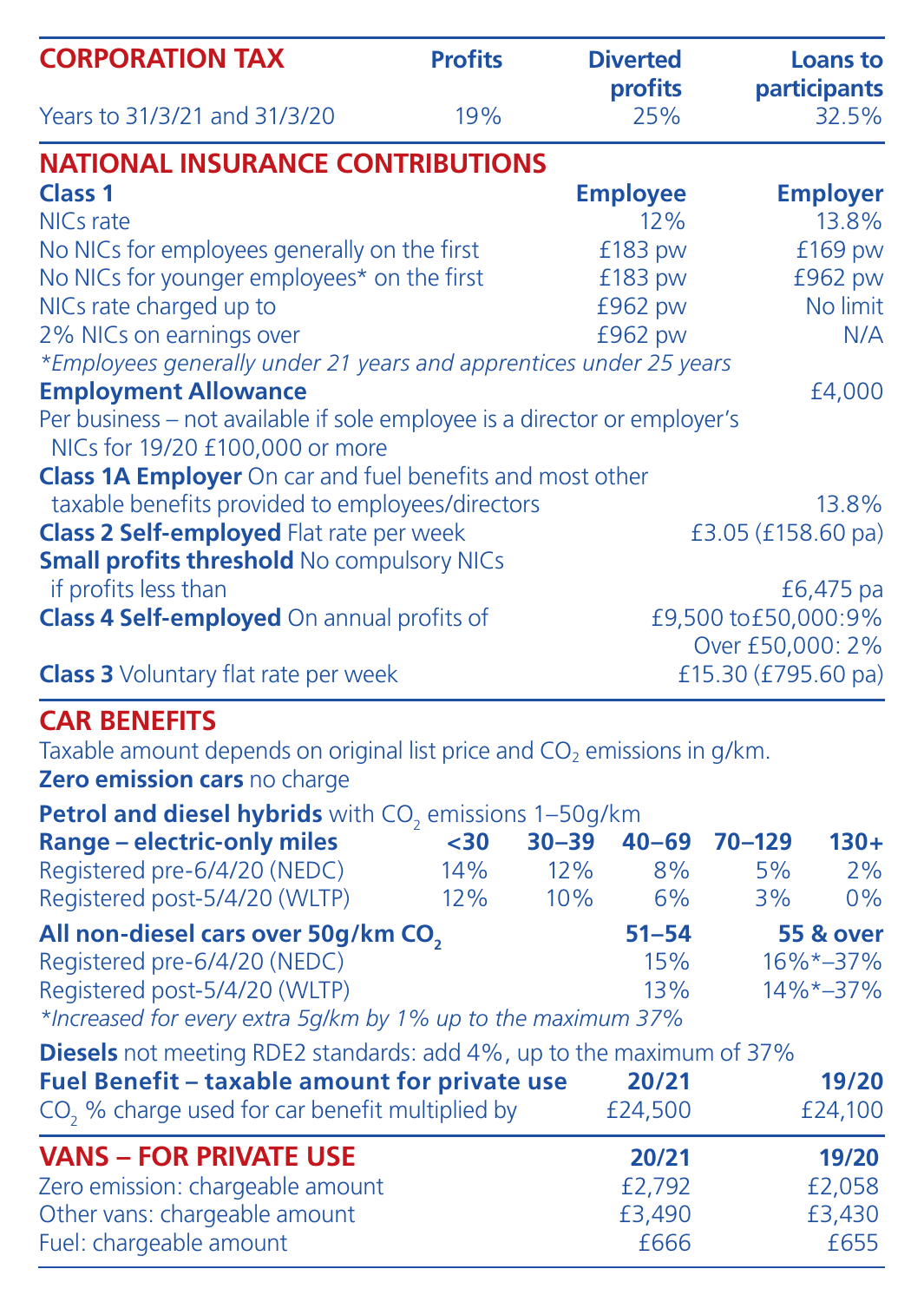## CORPORATION TAX

| | Profits | Diverted profits | Loans to participants |
|---|---|---|---|
| Years to 31/3/21 and 31/3/20 | 19% | 25% | 32.5% |

## NATIONAL INSURANCE CONTRIBUTIONS

| **Class 1** | **Employee** | **Employer** |
|---|---|---|
| NICs rate | 12% | 13.8% |
| No NICs for employees generally on the first | £183 pw | £169 pw |
| No NICs for younger employees* on the first | £183 pw | £962 pw |
| NICs rate charged up to | £962 pw | No limit |
| 2% NICs on earnings over | £962 pw | N/A |

*Employees generally under 21 years and apprentices under 25 years*

**Employment Allowance** £4,000

Per business – not available if sole employee is a director or employer's NICs for 19/20 £100,000 or more

**Class 1A Employer** On car and fuel benefits and most other taxable benefits provided to employees/directors 13.8%

**Class 2 Self-employed** Flat rate per week £3.05 (£158.60 pa)

**Small profits threshold** No compulsory NICs if profits less than £6,475 pa

**Class 4 Self-employed** On annual profits of £9,500 to £50,000: 9%
Over £50,000: 2%

**Class 3** Voluntary flat rate per week £15.30 (£795.60 pa)

## CAR BENEFITS

Taxable amount depends on original list price and $CO_2$ emissions in g/km.

**Zero emission cars** no charge

**Petrol and diesel hybrids** with $CO_2$ emissions 1–50g/km

| **Range – electric-only miles** | **<30** | **30–39** | **40–69** | **70–129** | **130+** |
|---|---|---|---|---|---|
| Registered pre-6/4/20 (NEDC) | 14% | 12% | 8% | 5% | 2% |
| Registered post-5/4/20 (WLTP) | 12% | 10% | 6% | 3% | 0% |

| **All non-diesel cars over 50g/km $CO_2$** | **51–54** | **55 & over** |
|---|---|---|
| Registered pre-6/4/20 (NEDC) | 15% | 16%*–37% |
| Registered post-5/4/20 (WLTP) | 13% | 14%*–37% |

*Increased for every extra 5g/km by 1% up to the maximum 37%*

**Diesels** not meeting RDE2 standards: add 4%, up to the maximum of 37%

| **Fuel Benefit – taxable amount for private use** | **20/21** | **19/20** |
|---|---|---|
| $CO_2$ % charge used for car benefit multiplied by | £24,500 | £24,100 |

## VANS – FOR PRIVATE USE

| | **20/21** | **19/20** |
|---|---|---|
| Zero emission: chargeable amount | £2,792 | £2,058 |
| Other vans: chargeable amount | £3,490 | £3,430 |
| Fuel: chargeable amount | £666 | £655 |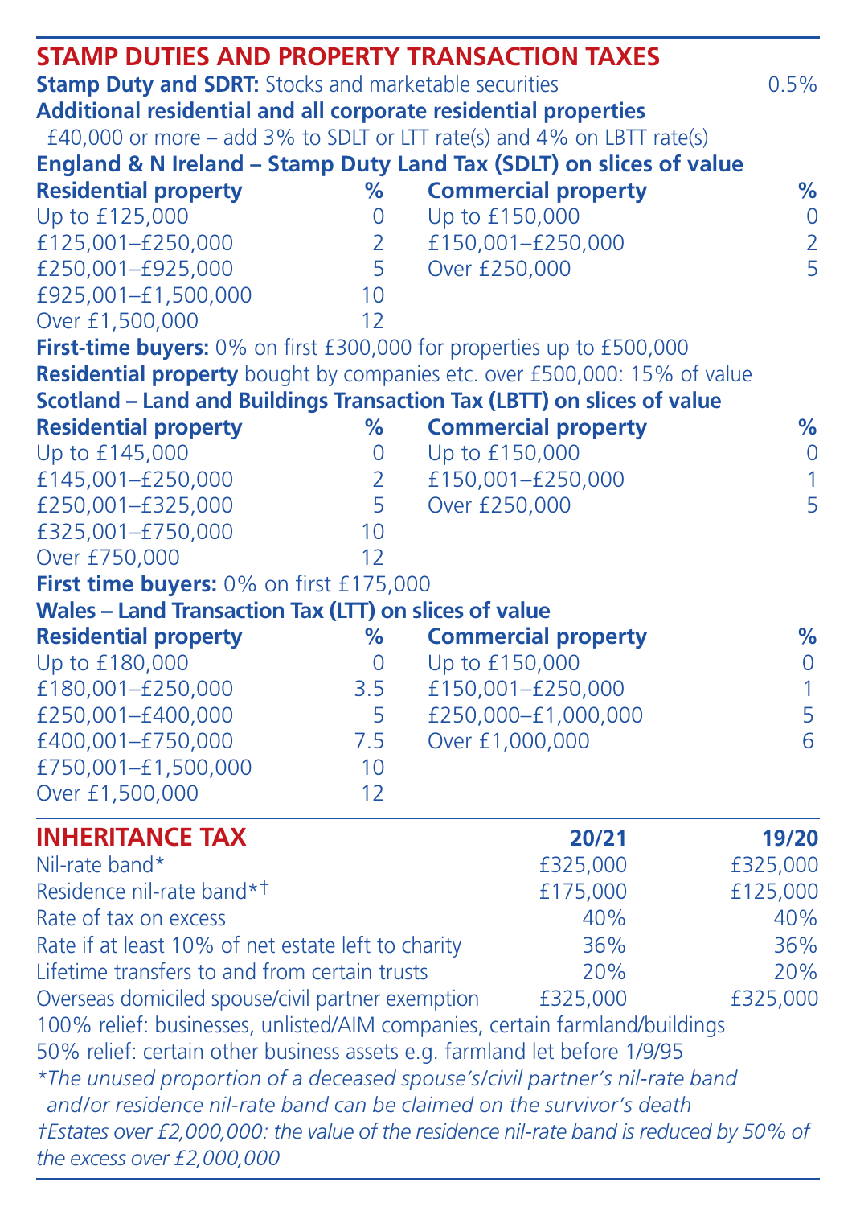## STAMP DUTIES AND PROPERTY TRANSACTION TAXES

**Stamp Duty and SDRT:** Stocks and marketable securities 0.5%

**Additional residential and all corporate residential properties**

£40,000 or more – add 3% to SDLT or LTT rate(s) and 4% on LBTT rate(s)

### England & N Ireland – Stamp Duty Land Tax (SDLT) on slices of value

| Residential property | % | Commercial property | % |
|---|---|---|---|
| Up to £125,000 | 0 | Up to £150,000 | 0 |
| £125,001–£250,000 | 2 | £150,001–£250,000 | 2 |
| £250,001–£925,000 | 5 | Over £250,000 | 5 |
| £925,001–£1,500,000 | 10 | | |
| Over £1,500,000 | 12 | | |

**First-time buyers:** 0% on first £300,000 for properties up to £500,000

**Residential property** bought by companies etc. over £500,000: 15% of value

### Scotland – Land and Buildings Transaction Tax (LBTT) on slices of value

| Residential property | % | Commercial property | % |
|---|---|---|---|
| Up to £145,000 | 0 | Up to £150,000 | 0 |
| £145,001–£250,000 | 2 | £150,001–£250,000 | 1 |
| £250,001–£325,000 | 5 | Over £250,000 | 5 |
| £325,001–£750,000 | 10 | | |
| Over £750,000 | 12 | | |

**First time buyers:** 0% on first £175,000

### Wales – Land Transaction Tax (LTT) on slices of value

| Residential property | % | Commercial property | % |
|---|---|---|---|
| Up to £180,000 | 0 | Up to £150,000 | 0 |
| £180,001–£250,000 | 3.5 | £150,001–£250,000 | 1 |
| £250,001–£400,000 | 5 | £250,000–£1,000,000 | 5 |
| £400,001–£750,000 | 7.5 | Over £1,000,000 | 6 |
| £750,001–£1,500,000 | 10 | | |
| Over £1,500,000 | 12 | | |

## INHERITANCE TAX

| | 20/21 | 19/20 |
|---|---|---|
| Nil-rate band* | £325,000 | £325,000 |
| Residence nil-rate band*† | £175,000 | £125,000 |
| Rate of tax on excess | 40% | 40% |
| Rate if at least 10% of net estate left to charity | 36% | 36% |
| Lifetime transfers to and from certain trusts | 20% | 20% |
| Overseas domiciled spouse/civil partner exemption | £325,000 | £325,000 |

100% relief: businesses, unlisted/AIM companies, certain farmland/buildings

50% relief: certain other business assets e.g. farmland let before 1/9/95

*\*The unused proportion of a deceased spouse's/civil partner's nil-rate band and/or residence nil-rate band can be claimed on the survivor's death*

*†Estates over £2,000,000: the value of the residence nil-rate band is reduced by 50% of the excess over £2,000,000*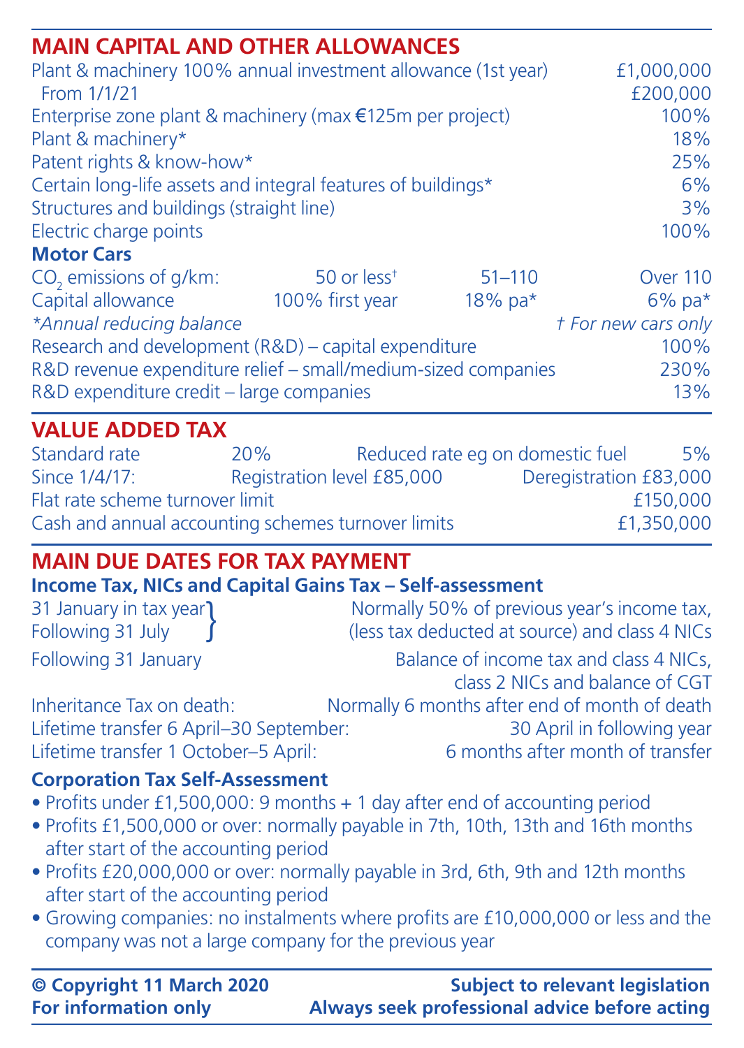## MAIN CAPITAL AND OTHER ALLOWANCES

| | |
|---|---|
| Plant & machinery 100% annual investment allowance (1st year) | £1,000,000 |
| From 1/1/21 | £200,000 |
| Enterprise zone plant & machinery (max €125m per project) | 100% |
| Plant & machinery* | 18% |
| Patent rights & know-how* | 25% |
| Certain long-life assets and integral features of buildings* | 6% |
| Structures and buildings (straight line) | 3% |
| Electric charge points | 100% |

**Motor Cars**

| | | | |
|---|---|---|---|
| $CO_2$ emissions of g/km: | 50 or less† | 51–110 | Over 110 |
| Capital allowance | 100% first year | 18% pa* | 6% pa* |

*\*Annual reducing balance* *† For new cars only*

| | |
|---|---|
| Research and development (R&D) – capital expenditure | 100% |
| R&D revenue expenditure relief – small/medium-sized companies | 230% |
| R&D expenditure credit – large companies | 13% |

## VALUE ADDED TAX

| | | | |
|---|---|---|---|
| Standard rate | 20% | Reduced rate eg on domestic fuel | 5% |
| Since 1/4/17: | Registration level £85,000 | | Deregistration £83,000 |
| Flat rate scheme turnover limit | | | £150,000 |
| Cash and annual accounting schemes turnover limits | | | £1,350,000 |

## MAIN DUE DATES FOR TAX PAYMENT

**Income Tax, NICs and Capital Gains Tax – Self-assessment**

| | |
|---|---|
| 31 January in tax year / Following 31 July | Normally 50% of previous year's income tax, (less tax deducted at source) and class 4 NICs |
| Following 31 January | Balance of income tax and class 4 NICs, class 2 NICs and balance of CGT |
| Inheritance Tax on death: | Normally 6 months after end of month of death |
| Lifetime transfer 6 April–30 September: | 30 April in following year |
| Lifetime transfer 1 October–5 April: | 6 months after month of transfer |

**Corporation Tax Self-Assessment**

- Profits under £1,500,000: 9 months + 1 day after end of accounting period
- Profits £1,500,000 or over: normally payable in 7th, 10th, 13th and 16th months after start of the accounting period
- Profits £20,000,000 or over: normally payable in 3rd, 6th, 9th and 12th months after start of the accounting period
- Growing companies: no instalments where profits are £10,000,000 or less and the company was not a large company for the previous year

**© Copyright 11 March 2020** **Subject to relevant legislation**
**For information only** **Always seek professional advice before acting**